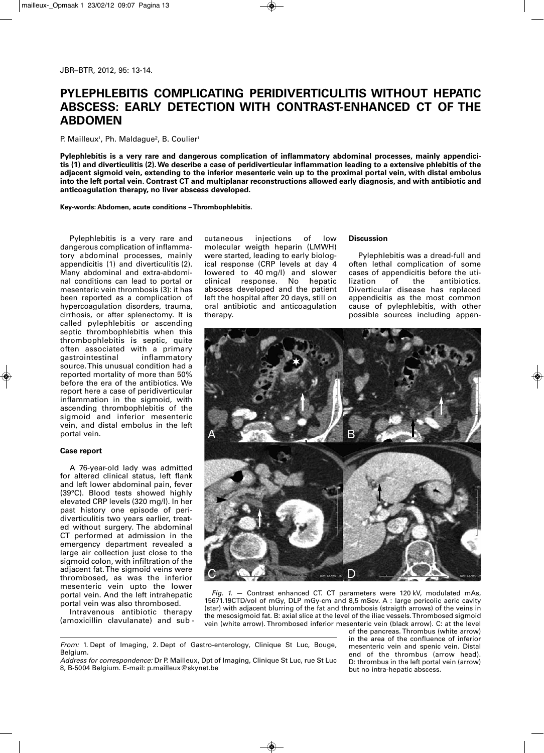# PYLEPHLEBITIS COMPLICATING PERIDIVERTICULITIS WITHOUT HEPATIC ABSCESS: EARLY DETECTION WITH CONTRAST-ENHANCED CT OF THE ABDOMEN

P. Mailleux[1], Ph. Maldague[2], B. Coulier[1]

**Pylephlebitis is a very rare and dangerous complication of inflammatory abdominal processes, mainly appendicitis (1) and diverticulitis (2). We describe a case of peridiverticular inflammation leading to a extensive phlebitis of the adjacent sigmoid vein, extending to the inferior mesenteric vein up to the proximal portal vein, with distal embolus into the left portal vein. Contrast CT and multiplanar reconstructions allowed early diagnosis, and with antibiotic and anticoagulation therapy, no liver abscess developed.**

**Key-words: Abdomen, acute conditions – Thrombophlebitis.**

Pylephlebitis is a very rare and dangerous complication of inflammatory abdominal processes, mainly appendicitis (1) and diverticulitis (2). Many abdominal and extra-abdominal conditions can lead to portal or mesenteric vein thrombosis (3): it has been reported as a complication of hypercoagulation disorders, trauma, cirrhosis, or after splenectomy. It is called pylephlebitis or ascending septic thrombophlebitis when this thrombophlebitis is septic, quite often associated with a primary gastrointestinal inflammatory source. This unusual condition had a reported mortality of more than 50% before the era of the antibiotics. We report here a case of peridiverticular inflammation in the sigmoid, with ascending thrombophlebitis of the sigmoid and inferior mesenteric vein, and distal embolus in the left portal vein.

## Case report

A 76-year-old lady was admitted for altered clinical status, left flank and left lower abdominal pain, fever (39°C). Blood tests showed highly elevated CRP levels (320 mg/l). In her past history one episode of peridiverticulitis two years earlier, treated without surgery. The abdominal CT performed at admission in the emergency department revealed a large air collection just close to the sigmoid colon, with infiltration of the adjacent fat. The sigmoïd veins were thrombosed, as was the inferior mesenteric vein upto the lower portal vein. And the left intrahepatic portal vein was also thrombosed.

Intravenous antibiotic therapy (amoxicillin clavulanate) and subcutaneous injections of low molecular weigth heparin (LMWH) were started, leading to early biological response (CRP levels at day 4 lowered to 40 mg/l) and slower clinical response. No hepatic abscess developed and the patient left the hospital after 20 days, still on oral antibiotic and anticoagulation therapy.

## Discussion

Pylephlebitis was a dread-full and often lethal complication of some cases of appendicitis before the utilization of the antibiotics. Diverticular disease has replaced appendicitis as the most common cause of pylephlebitis, with other possible sources including appen-

*Fig. 1.* — Contrast enhanced CT. CT parameters were 120 kV, modulated mAs, 15671.19CTD/vol of mGy, DLP mGy-cm and 8,5 mSev. A : large pericolic aeric cavity (star) with adjacent blurring of the fat and thrombosis (straigth arrows) of the veins in the mesosigmoid fat. B: axial slice at the level of the iliac vessels. Thrombosed sigmoid vein (white arrow). Thrombosed inferior mesenteric vein (black arrow). C: at the level of the pancreas. Thrombus (white arrow) in the area of the confluence of inferior mesenteric vein and spenic vein. Distal end of the thrombus (arrow head). D: thrombus in the left portal vein (arrow) but no intra-hepatic abscess.

*From:* 1. Dept of Imaging, 2. Dept of Gastro-enterology, Clinique St Luc, Bouge, Belgium.
*Address for correspondence:* Dr P. Mailleux, Dpt of Imaging, Clinique St Luc, rue St Luc 8, B-5004 Belgium. E-mail: p.mailleux@skynet.be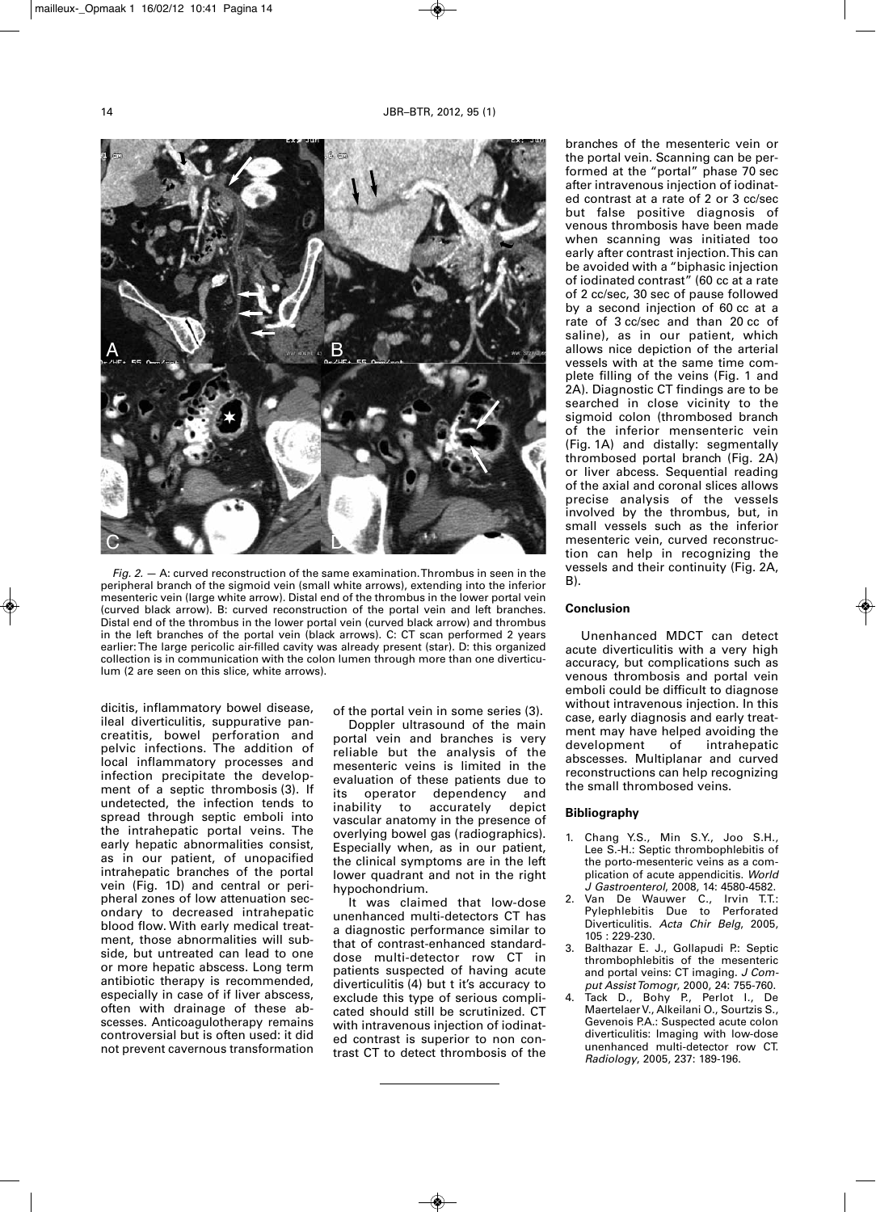*Fig. 2.* — A: curved reconstruction of the same examination. Thrombus in seen in the peripheral branch of the sigmoid vein (small white arrows), extending into the inferior mesenteric vein (large white arrow). Distal end of the thrombus in the lower portal vein (curved black arrow). B: curved reconstruction of the portal vein and left branches. Distal end of the thrombus in the lower portal vein (curved black arrow) and thrombus in the left branches of the portal vein (black arrows). C: CT scan performed 2 years earlier: The large pericolic air-filled cavity was already present (star). D: this organized collection is in communication with the colon lumen through more than one diverticulum (2 are seen on this slice, white arrows).

dicitis, inflammatory bowel disease, ileal diverticulitis, suppurative pancreatitis, bowel perforation and pelvic infections. The addition of local inflammatory processes and infection precipitate the development of a septic thrombosis (3). If undetected, the infection tends to spread through septic emboli into the intrahepatic portal veins. The early hepatic abnormalities consist, as in our patient, of unopacified intrahepatic branches of the portal vein (Fig. 1D) and central or peripheral zones of low attenuation secondary to decreased intrahepatic blood flow. With early medical treatment, those abnormalities will subside, but untreated can lead to one or more hepatic abscess. Long term antibiotic therapy is recommended, especially in case of liver abscess, often with drainage of these abscesses. Anticoagulotherapy remains controversial but is often used: it did not prevent cavernous transformation of the portal vein in some series (3).

Doppler ultrasound of the main portal vein and branches is very reliable but the analysis of the mesenteric veins is limited in the evaluation of these patients due to its operator dependency and inability to accurately depict vascular anatomy in the presence of overlying bowel gas (radiographics). Especially when, as in our patient, the clinical symptoms are in the left lower quadrant and not in the right hypochondrium.

It was claimed that low-dose unenhanced multi-detectors CT has a diagnostic performance similar to that of contrast-enhanced standard-dose multi-detector row CT in patients suspected of having acute diverticulitis (4) but t it's accuracy to exclude this type of serious complicated should still be scrutinized. CT with intravenous injection of iodinated contrast is superior to non contrast CT to detect thrombosis of the branches of the mesenteric vein or the portal vein. Scanning can be performed at the "portal" phase 70 sec after intravenous injection of iodinated contrast at a rate of 2 or 3 cc/sec but false positive diagnosis of venous thrombosis have been made when scanning was initiated too early after contrast injection. This can be avoided with a "biphasic injection of iodinated contrast" (60 cc at a rate of 2 cc/sec, 30 sec of pause followed by a second injection of 60 cc at a rate of 3 cc/sec and than 20 cc of saline), as in our patient, which allows nice depiction of the arterial vessels with at the same time complete filling of the veins (Fig. 1 and 2A). Diagnostic CT findings are to be searched in close vicinity to the sigmoid colon (thrombosed branch of the inferior mensenteric vein (Fig. 1A) and distally: segmentally thrombosed portal branch (Fig. 2A) or liver abcess. Sequential reading of the axial and coronal slices allows precise analysis of the vessels involved by the thrombus, but, in small vessels such as the inferior mesenteric vein, curved reconstruction can help in recognizing the vessels and their continuity (Fig. 2A, B).

## Conclusion

Unenhanced MDCT can detect acute diverticulitis with a very high accuracy, but complications such as venous thrombosis and portal vein emboli could be difficult to diagnose without intravenous injection. In this case, early diagnosis and early treatment may have helped avoiding the development of intrahepatic abscesses. Multiplanar and curved reconstructions can help recognizing the small thrombosed veins.

## Bibliography

1. Chang Y.S., Min S.Y., Joo S.H., Lee S.-H.: Septic thrombophlebitis of the porto-mesenteric veins as a complication of acute appendicitis. *World J Gastroenterol*, 2008, 14: 4580-4582.
2. Van De Wauwer C., Irvin T.T.: Pylephlebitis Due to Perforated Diverticulitis. *Acta Chir Belg*, 2005, 105 : 229-230.
3. Balthazar E. J., Gollapudi P.: Septic thrombophlebitis of the mesenteric and portal veins: CT imaging. *J Comput Assist Tomogr*, 2000, 24: 755-760.
4. Tack D., Bohy P., Perlot I., De Maertelaer V., Alkeilani O., Sourtzis S., Gevenois P.A.: Suspected acute colon diverticulitis: Imaging with low-dose unenhanced multi-detector row CT. *Radiology*, 2005, 237: 189-196.